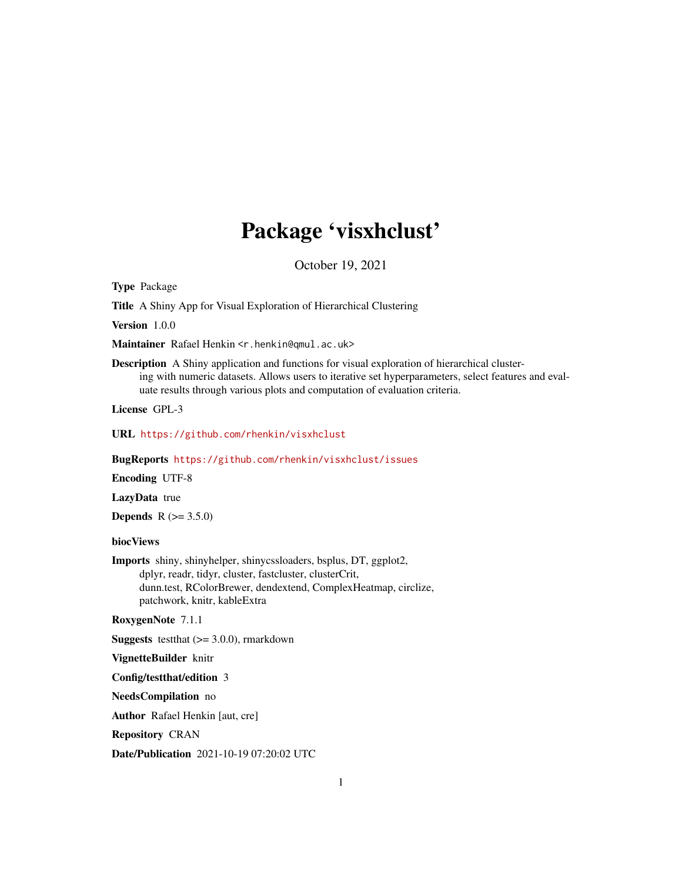# Package 'visxhclust'

October 19, 2021

**Type** Package

**Title** A Shiny App for Visual Exploration of Hierarchical Clustering

**Version** 1.0.0

**Maintainer** Rafael Henkin <r.henkin@qmul.ac.uk>

**Description** A Shiny application and functions for visual exploration of hierarchical clustering with numeric datasets. Allows users to iterative set hyperparameters, select features and evaluate results through various plots and computation of evaluation criteria.

**License** GPL-3

**URL** https://github.com/rhenkin/visxhclust

**BugReports** https://github.com/rhenkin/visxhclust/issues

**Encoding** UTF-8

**LazyData** true

**Depends** R (>= 3.5.0)

**biocViews**

**Imports** shiny, shinyhelper, shinycssloaders, bsplus, DT, ggplot2, dplyr, readr, tidyr, cluster, fastcluster, clusterCrit, dunn.test, RColorBrewer, dendextend, ComplexHeatmap, circlize, patchwork, knitr, kableExtra

**RoxygenNote** 7.1.1

**Suggests** testthat (>= 3.0.0), rmarkdown

**VignetteBuilder** knitr

**Config/testthat/edition** 3

**NeedsCompilation** no

**Author** Rafael Henkin [aut, cre]

**Repository** CRAN

**Date/Publication** 2021-10-19 07:20:02 UTC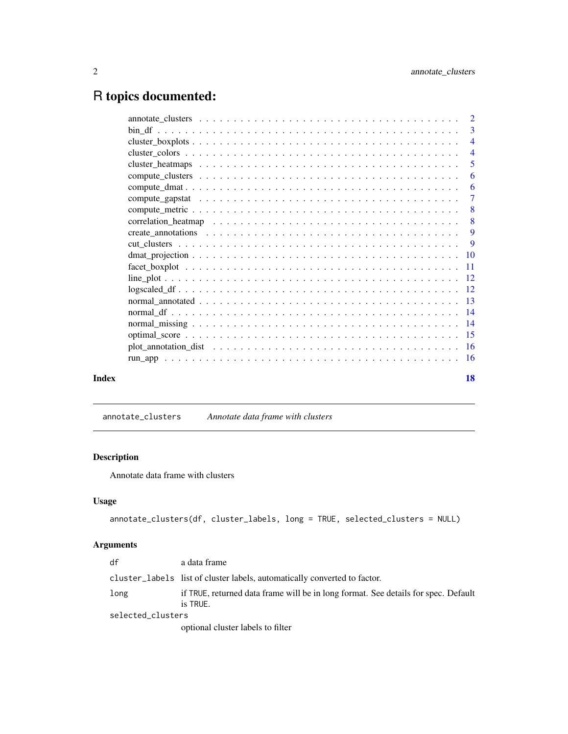# R topics documented:

| | |
|---|---|
| annotate_clusters | 2 |
| bin_df | 3 |
| cluster_boxplots | 4 |
| cluster_colors | 4 |
| cluster_heatmaps | 5 |
| compute_clusters | 6 |
| compute_dmat | 6 |
| compute_gapstat | 7 |
| compute_metric | 8 |
| correlation_heatmap | 8 |
| create_annotations | 9 |
| cut_clusters | 9 |
| dmat_projection | 10 |
| facet_boxplot | 11 |
| line_plot | 12 |
| logscaled_df | 12 |
| normal_annotated | 13 |
| normal_df | 14 |
| normal_missing | 14 |
| optimal_score | 15 |
| plot_annotation_dist | 16 |
| run_app | 16 |
| **Index** | **18** |

---

## annotate_clusters — *Annotate data frame with clusters*

### Description

Annotate data frame with clusters

### Usage

```
annotate_clusters(df, cluster_labels, long = TRUE, selected_clusters = NULL)
```

### Arguments

| | |
|---|---|
| `df` | a data frame |
| `cluster_labels` | list of cluster labels, automatically converted to factor. |
| `long` | if `TRUE`, returned data frame will be in long format. See details for spec. Default is `TRUE`. |
| `selected_clusters` | optional cluster labels to filter |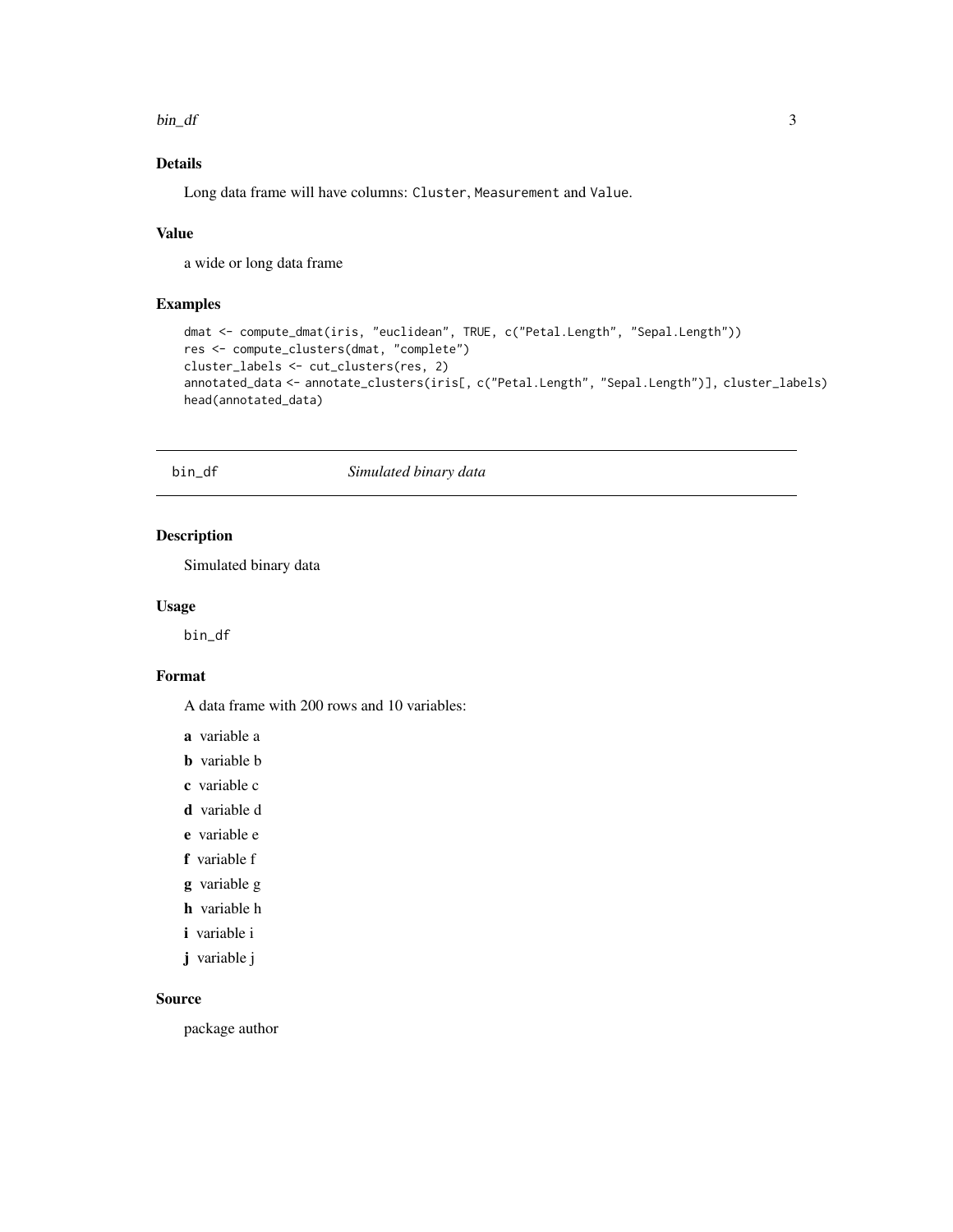### Details

Long data frame will have columns: `Cluster`, `Measurement` and `Value`.

### Value

a wide or long data frame

### Examples

```
dmat <- compute_dmat(iris, "euclidean", TRUE, c("Petal.Length", "Sepal.Length"))
res <- compute_clusters(dmat, "complete")
cluster_labels <- cut_clusters(res, 2)
annotated_data <- annotate_clusters(iris[, c("Petal.Length", "Sepal.Length")], cluster_labels)
head(annotated_data)
```

## bin_df — *Simulated binary data*

### Description

Simulated binary data

### Usage

```
bin_df
```

### Format

A data frame with 200 rows and 10 variables:

- **a** variable a
- **b** variable b
- **c** variable c
- **d** variable d
- **e** variable e
- **f** variable f
- **g** variable g
- **h** variable h
- **i** variable i
- **j** variable j

### Source

package author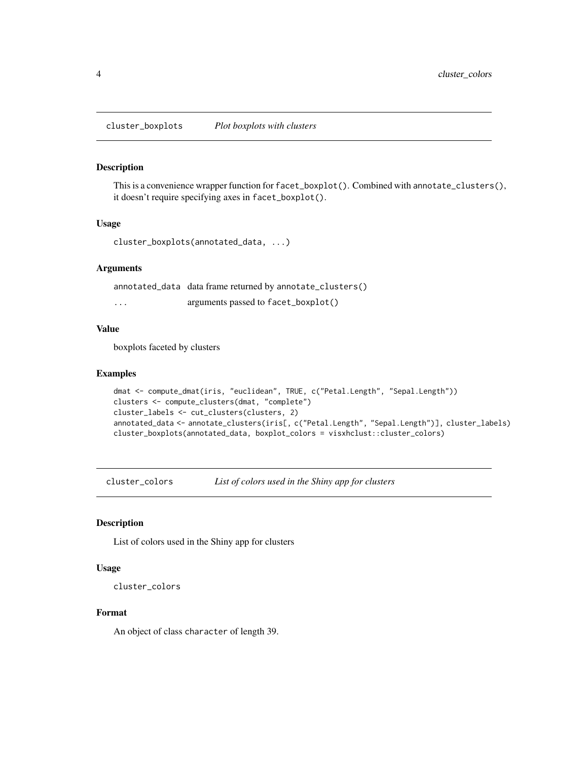## cluster_boxplots *Plot boxplots with clusters*

### Description

This is a convenience wrapper function for `facet_boxplot()`. Combined with `annotate_clusters()`, it doesn't require specifying axes in `facet_boxplot()`.

### Usage

```
cluster_boxplots(annotated_data, ...)
```

### Arguments

| | |
|---|---|
| annotated_data | data frame returned by `annotate_clusters()` |
| ... | arguments passed to `facet_boxplot()` |

### Value

boxplots faceted by clusters

### Examples

```
dmat <- compute_dmat(iris, "euclidean", TRUE, c("Petal.Length", "Sepal.Length"))
clusters <- compute_clusters(dmat, "complete")
cluster_labels <- cut_clusters(clusters, 2)
annotated_data <- annotate_clusters(iris[, c("Petal.Length", "Sepal.Length")], cluster_labels)
cluster_boxplots(annotated_data, boxplot_colors = visxhclust::cluster_colors)
```

## cluster_colors *List of colors used in the Shiny app for clusters*

### Description

List of colors used in the Shiny app for clusters

### Usage

```
cluster_colors
```

### Format

An object of class `character` of length 39.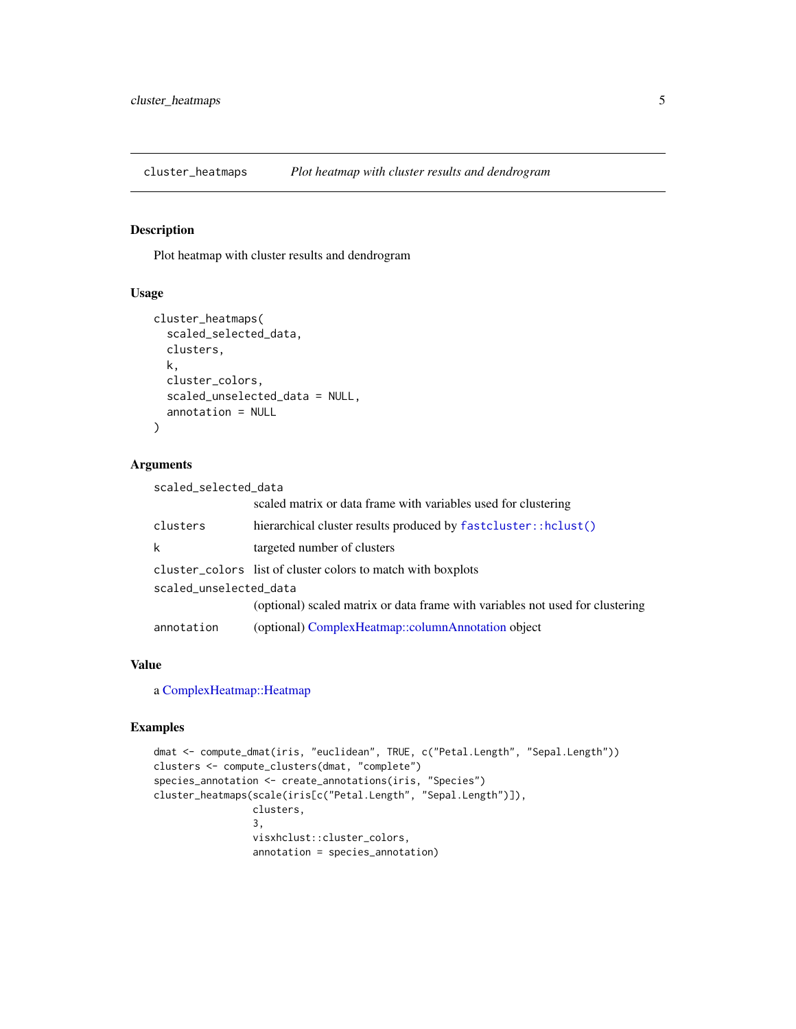## cluster_heatmaps — *Plot heatmap with cluster results and dendrogram*

### Description

Plot heatmap with cluster results and dendrogram

### Usage

```
cluster_heatmaps(
  scaled_selected_data,
  clusters,
  k,
  cluster_colors,
  scaled_unselected_data = NULL,
  annotation = NULL
)
```

### Arguments

| | |
|---|---|
| `scaled_selected_data` | scaled matrix or data frame with variables used for clustering |
| `clusters` | hierarchical cluster results produced by `fastcluster::hclust()` |
| `k` | targeted number of clusters |
| `cluster_colors` | list of cluster colors to match with boxplots |
| `scaled_unselected_data` | (optional) scaled matrix or data frame with variables not used for clustering |
| `annotation` | (optional) ComplexHeatmap::columnAnnotation object |

### Value

a ComplexHeatmap::Heatmap

### Examples

```
dmat <- compute_dmat(iris, "euclidean", TRUE, c("Petal.Length", "Sepal.Length"))
clusters <- compute_clusters(dmat, "complete")
species_annotation <- create_annotations(iris, "Species")
cluster_heatmaps(scale(iris[c("Petal.Length", "Sepal.Length")]),
                 clusters,
                 3,
                 visxhclust::cluster_colors,
                 annotation = species_annotation)
```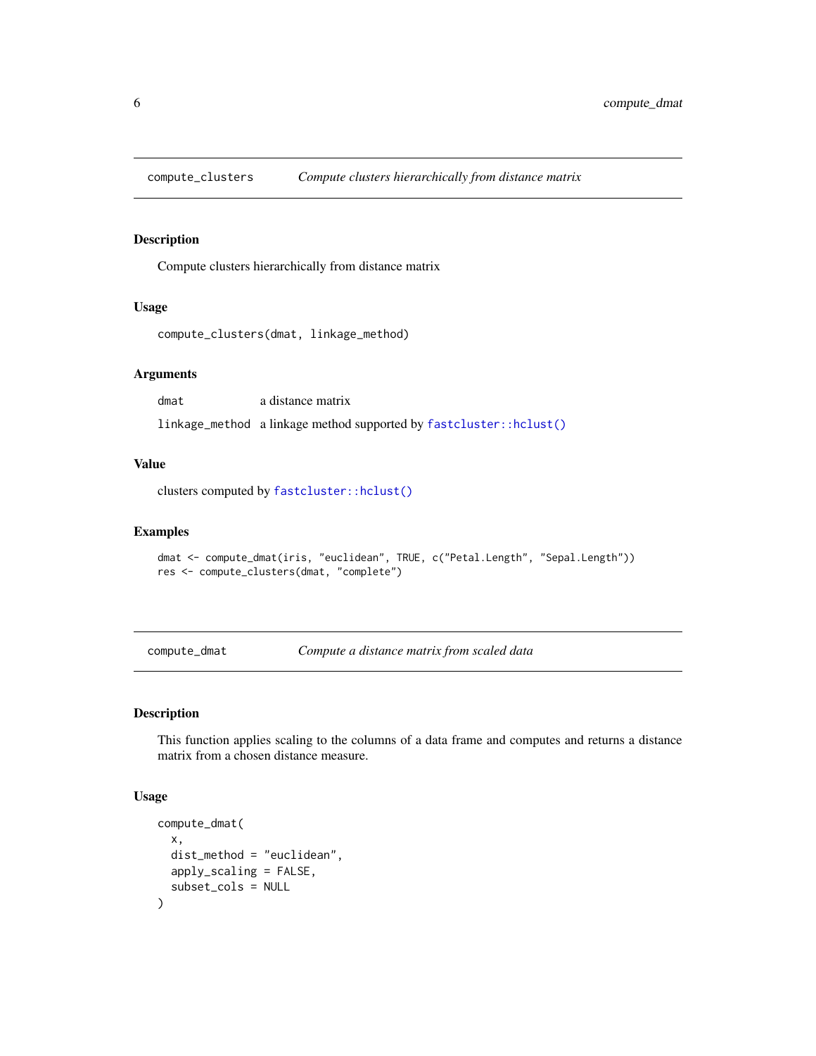## compute_clusters — *Compute clusters hierarchically from distance matrix*

### Description

Compute clusters hierarchically from distance matrix

### Usage

```
compute_clusters(dmat, linkage_method)
```

### Arguments

| | |
|---|---|
| `dmat` | a distance matrix |
| `linkage_method` | a linkage method supported by `fastcluster::hclust()` |

### Value

clusters computed by `fastcluster::hclust()`

### Examples

```
dmat <- compute_dmat(iris, "euclidean", TRUE, c("Petal.Length", "Sepal.Length"))
res <- compute_clusters(dmat, "complete")
```

## compute_dmat — *Compute a distance matrix from scaled data*

### Description

This function applies scaling to the columns of a data frame and computes and returns a distance matrix from a chosen distance measure.

### Usage

```
compute_dmat(
  x,
  dist_method = "euclidean",
  apply_scaling = FALSE,
  subset_cols = NULL
)
```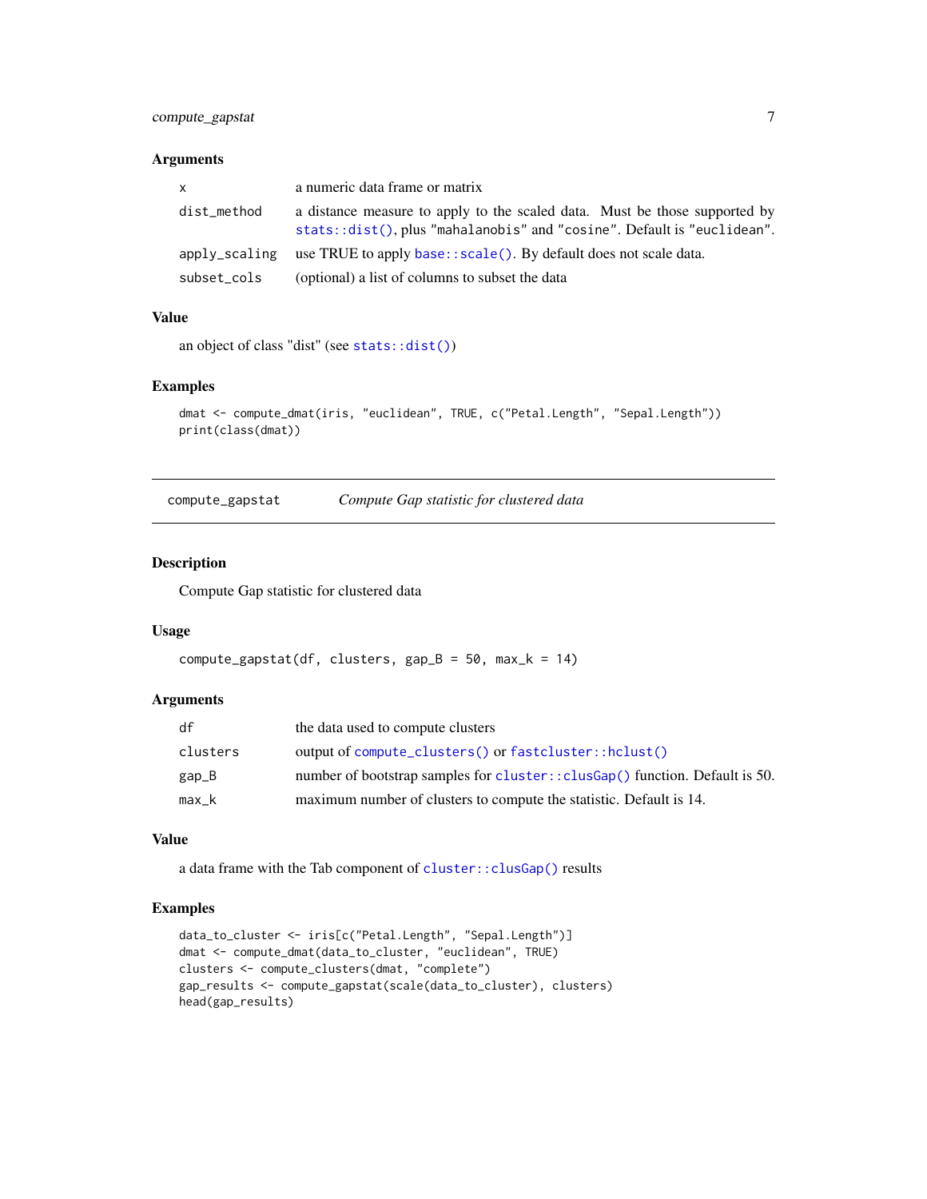### Arguments

| | |
|---|---|
| `x` | a numeric data frame or matrix |
| `dist_method` | a distance measure to apply to the scaled data. Must be those supported by `stats::dist()`, plus `"mahalanobis"` and `"cosine"`. Default is `"euclidean"`. |
| `apply_scaling` | use TRUE to apply `base::scale()`. By default does not scale data. |
| `subset_cols` | (optional) a list of columns to subset the data |

### Value

an object of class "dist" (see `stats::dist()`)

### Examples

```
dmat <- compute_dmat(iris, "euclidean", TRUE, c("Petal.Length", "Sepal.Length"))
print(class(dmat))
```

---

## compute_gapstat — *Compute Gap statistic for clustered data*

### Description

Compute Gap statistic for clustered data

### Usage

```
compute_gapstat(df, clusters, gap_B = 50, max_k = 14)
```

### Arguments

| | |
|---|---|
| `df` | the data used to compute clusters |
| `clusters` | output of `compute_clusters()` or `fastcluster::hclust()` |
| `gap_B` | number of bootstrap samples for `cluster::clusGap()` function. Default is 50. |
| `max_k` | maximum number of clusters to compute the statistic. Default is 14. |

### Value

a data frame with the Tab component of `cluster::clusGap()` results

### Examples

```
data_to_cluster <- iris[c("Petal.Length", "Sepal.Length")]
dmat <- compute_dmat(data_to_cluster, "euclidean", TRUE)
clusters <- compute_clusters(dmat, "complete")
gap_results <- compute_gapstat(scale(data_to_cluster), clusters)
head(gap_results)
```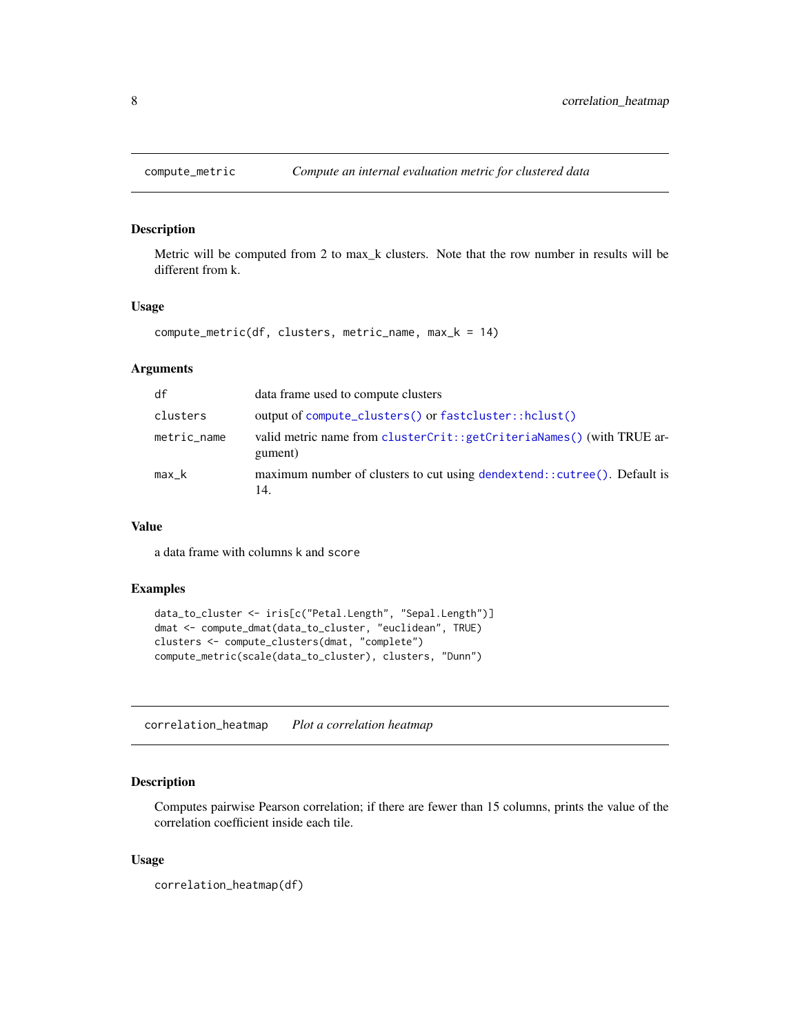## compute_metric — *Compute an internal evaluation metric for clustered data*

### Description

Metric will be computed from 2 to max_k clusters. Note that the row number in results will be different from k.

### Usage

```
compute_metric(df, clusters, metric_name, max_k = 14)
```

### Arguments

| | |
|---|---|
| df | data frame used to compute clusters |
| clusters | output of `compute_clusters()` or `fastcluster::hclust()` |
| metric_name | valid metric name from `clusterCrit::getCriteriaNames()` (with TRUE argument) |
| max_k | maximum number of clusters to cut using `dendextend::cutree()`. Default is 14. |

### Value

a data frame with columns `k` and `score`

### Examples

```
data_to_cluster <- iris[c("Petal.Length", "Sepal.Length")]
dmat <- compute_dmat(data_to_cluster, "euclidean", TRUE)
clusters <- compute_clusters(dmat, "complete")
compute_metric(scale(data_to_cluster), clusters, "Dunn")
```

## correlation_heatmap — *Plot a correlation heatmap*

### Description

Computes pairwise Pearson correlation; if there are fewer than 15 columns, prints the value of the correlation coefficient inside each tile.

### Usage

```
correlation_heatmap(df)
```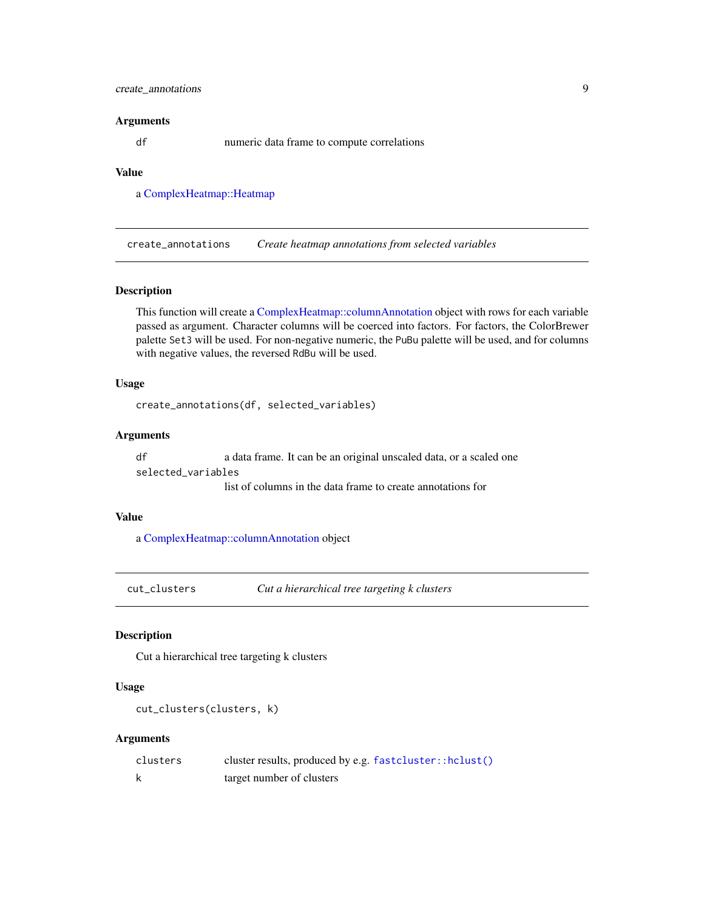### Arguments

| | |
|---|---|
| `df` | numeric data frame to compute correlations |

### Value

a ComplexHeatmap::Heatmap

---

## `create_annotations` *Create heatmap annotations from selected variables*

---

### Description

This function will create a ComplexHeatmap::columnAnnotation object with rows for each variable passed as argument. Character columns will be coerced into factors. For factors, the ColorBrewer palette `Set3` will be used. For non-negative numeric, the `PuBu` palette will be used, and for columns with negative values, the reversed `RdBu` will be used.

### Usage

```
create_annotations(df, selected_variables)
```

### Arguments

| | |
|---|---|
| `df` | a data frame. It can be an original unscaled data, or a scaled one |
| `selected_variables` | list of columns in the data frame to create annotations for |

### Value

a ComplexHeatmap::columnAnnotation object

---

## `cut_clusters` *Cut a hierarchical tree targeting k clusters*

---

### Description

Cut a hierarchical tree targeting k clusters

### Usage

```
cut_clusters(clusters, k)
```

### Arguments

| | |
|---|---|
| `clusters` | cluster results, produced by e.g. `fastcluster::hclust()` |
| `k` | target number of clusters |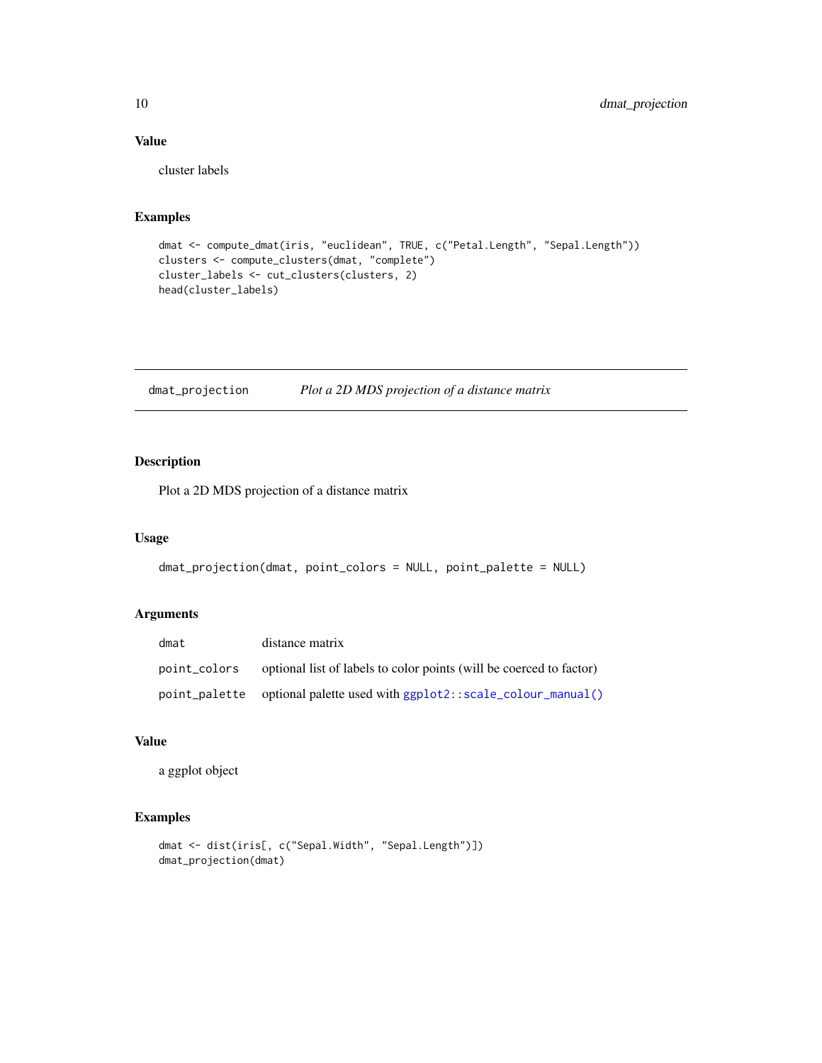## Value

cluster labels

## Examples

```
dmat <- compute_dmat(iris, "euclidean", TRUE, c("Petal.Length", "Sepal.Length"))
clusters <- compute_clusters(dmat, "complete")
cluster_labels <- cut_clusters(clusters, 2)
head(cluster_labels)
```

---

# dmat_projection *Plot a 2D MDS projection of a distance matrix*

---

## Description

Plot a 2D MDS projection of a distance matrix

## Usage

```
dmat_projection(dmat, point_colors = NULL, point_palette = NULL)
```

## Arguments

| | |
|---|---|
| `dmat` | distance matrix |
| `point_colors` | optional list of labels to color points (will be coerced to factor) |
| `point_palette` | optional palette used with `ggplot2::scale_colour_manual()` |

## Value

a ggplot object

## Examples

```
dmat <- dist(iris[, c("Sepal.Width", "Sepal.Length")])
dmat_projection(dmat)
```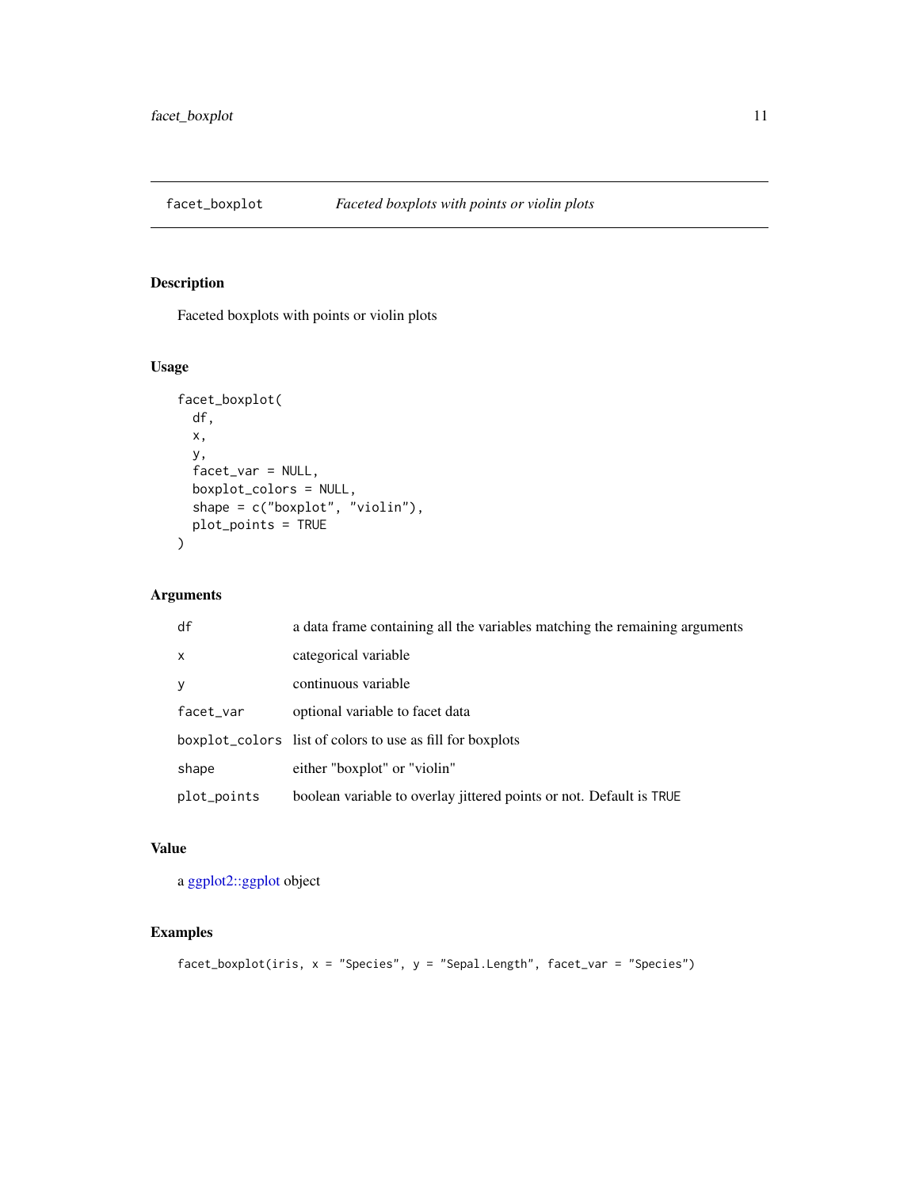## facet_boxplot — *Faceted boxplots with points or violin plots*

### Description

Faceted boxplots with points or violin plots

### Usage

```
facet_boxplot(
  df,
  x,
  y,
  facet_var = NULL,
  boxplot_colors = NULL,
  shape = c("boxplot", "violin"),
  plot_points = TRUE
)
```

### Arguments

| | |
|---|---|
| `df` | a data frame containing all the variables matching the remaining arguments |
| `x` | categorical variable |
| `y` | continuous variable |
| `facet_var` | optional variable to facet data |
| `boxplot_colors` | list of colors to use as fill for boxplots |
| `shape` | either "boxplot" or "violin" |
| `plot_points` | boolean variable to overlay jittered points or not. Default is `TRUE` |

### Value

a ggplot2::ggplot object

### Examples

```
facet_boxplot(iris, x = "Species", y = "Sepal.Length", facet_var = "Species")
```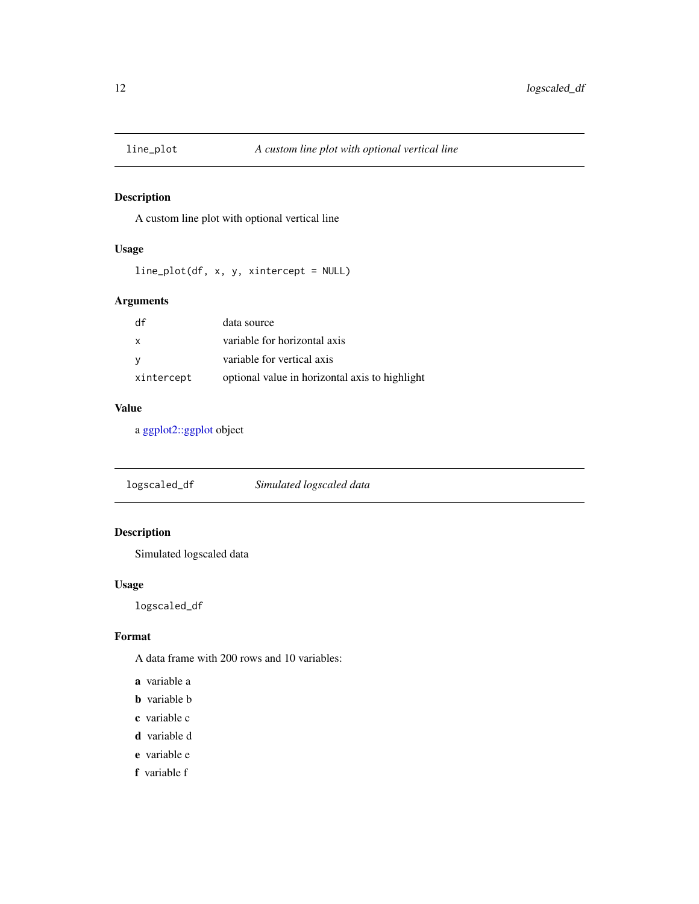## line_plot — *A custom line plot with optional vertical line*

### Description

A custom line plot with optional vertical line

### Usage

```
line_plot(df, x, y, xintercept = NULL)
```

### Arguments

| | |
|---|---|
| `df` | data source |
| `x` | variable for horizontal axis |
| `y` | variable for vertical axis |
| `xintercept` | optional value in horizontal axis to highlight |

### Value

a ggplot2::ggplot object

## logscaled_df — *Simulated logscaled data*

### Description

Simulated logscaled data

### Usage

```
logscaled_df
```

### Format

A data frame with 200 rows and 10 variables:

- **a** variable a
- **b** variable b
- **c** variable c
- **d** variable d
- **e** variable e
- **f** variable f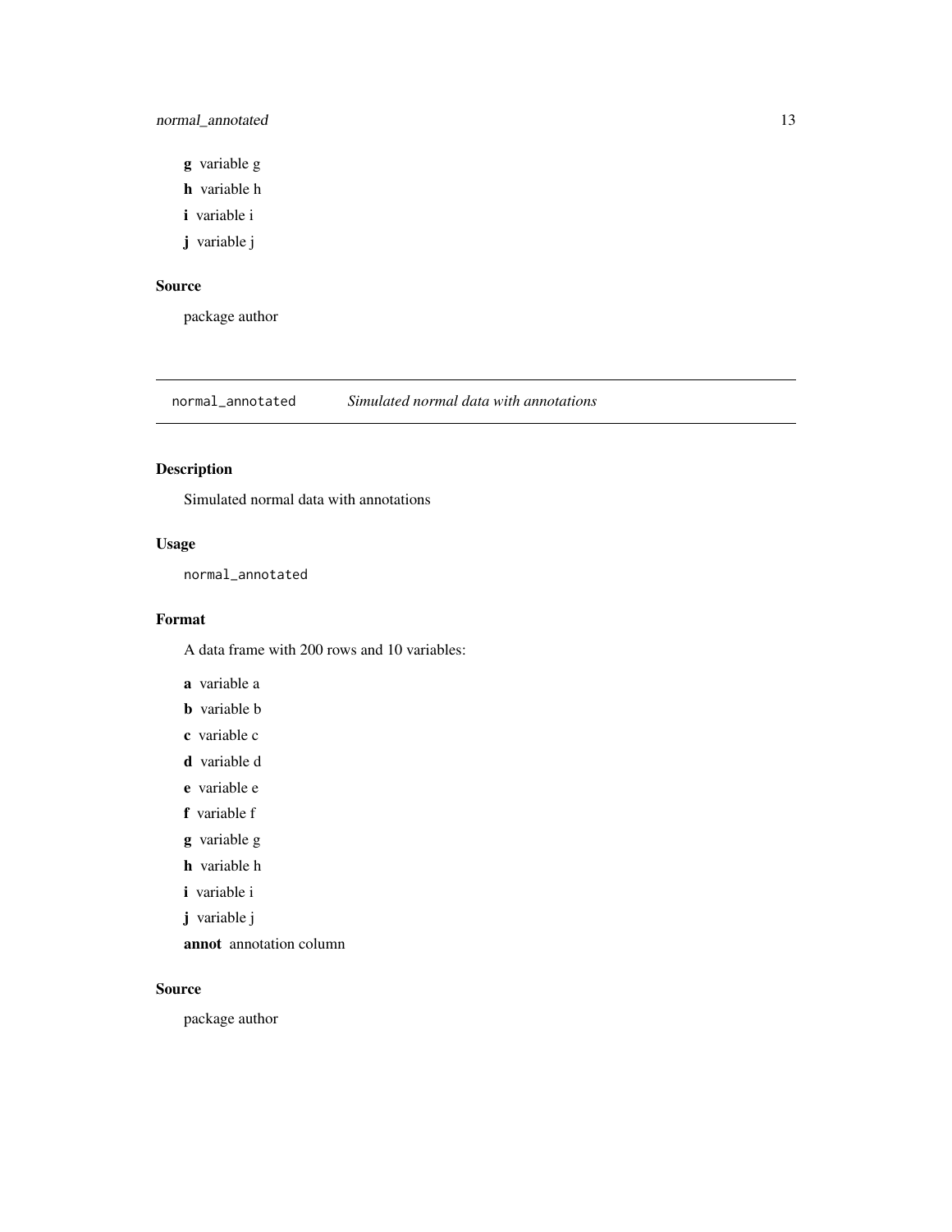- **g** variable g
- **h** variable h
- **i** variable i
- **j** variable j

### Source

package author

---

## normal_annotated *Simulated normal data with annotations*

---

### Description

Simulated normal data with annotations

### Usage

```
normal_annotated
```

### Format

A data frame with 200 rows and 10 variables:

- **a** variable a
- **b** variable b
- **c** variable c
- **d** variable d
- **e** variable e
- **f** variable f
- **g** variable g
- **h** variable h
- **i** variable i
- **j** variable j
- **annot** annotation column

### Source

package author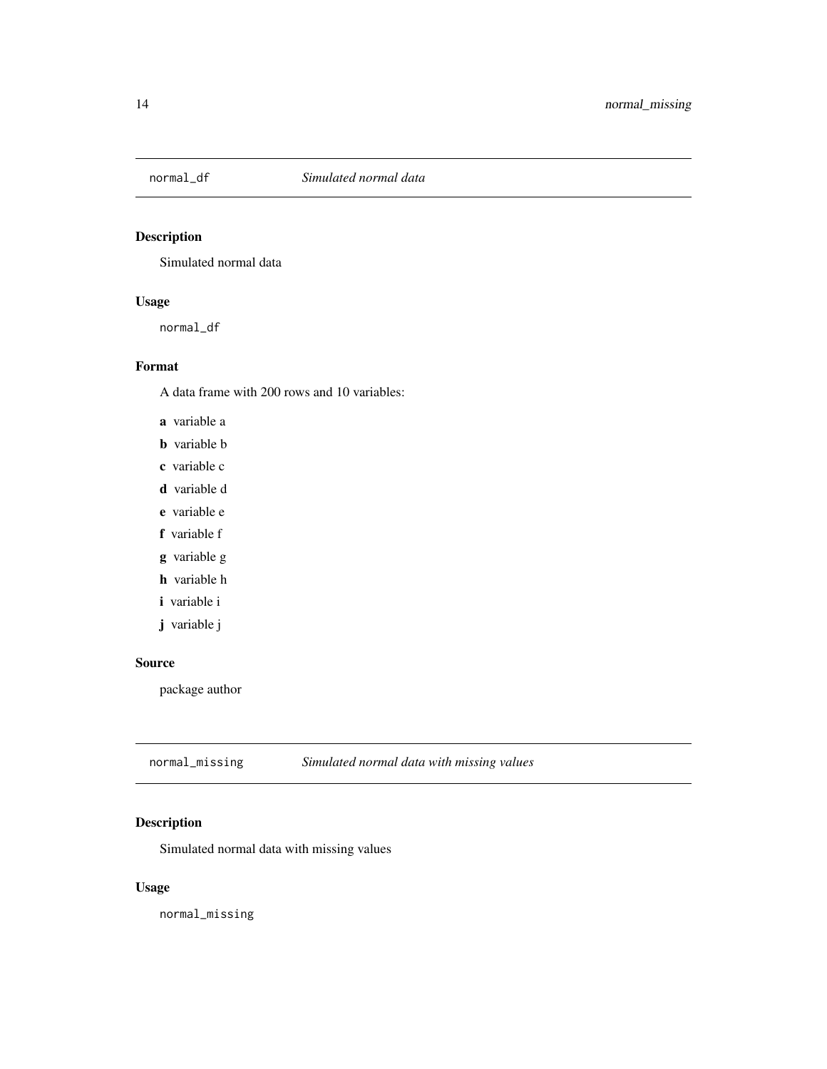## normal_df — *Simulated normal data*

### Description

Simulated normal data

### Usage

```
normal_df
```

### Format

A data frame with 200 rows and 10 variables:

- **a** variable a
- **b** variable b
- **c** variable c
- **d** variable d
- **e** variable e
- **f** variable f
- **g** variable g
- **h** variable h
- **i** variable i
- **j** variable j

### Source

package author

## normal_missing — *Simulated normal data with missing values*

### Description

Simulated normal data with missing values

### Usage

```
normal_missing
```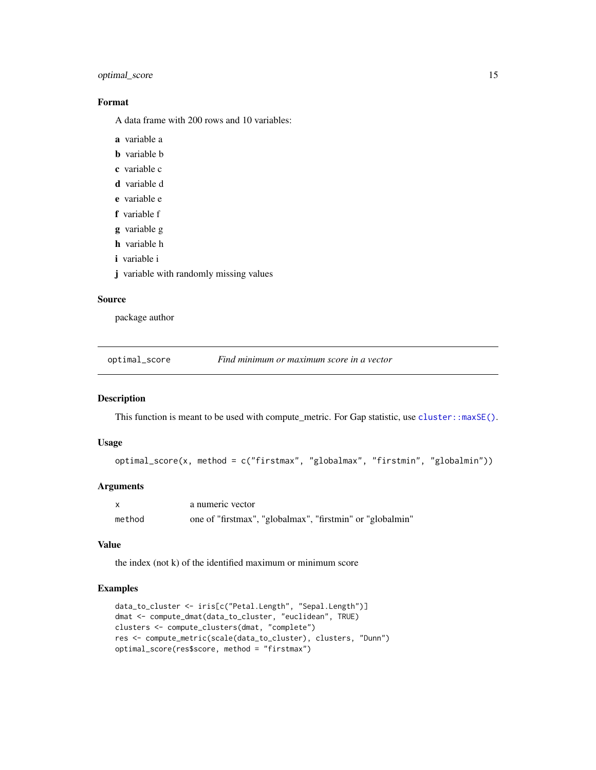### Format

A data frame with 200 rows and 10 variables:

**a** variable a

**b** variable b

**c** variable c

**d** variable d

**e** variable e

**f** variable f

**g** variable g

**h** variable h

**i** variable i

**j** variable with randomly missing values

### Source

package author

## optimal_score — *Find minimum or maximum score in a vector*

### Description

This function is meant to be used with compute_metric. For Gap statistic, use `cluster::maxSE()`.

### Usage

```
optimal_score(x, method = c("firstmax", "globalmax", "firstmin", "globalmin"))
```

### Arguments

| | |
|---|---|
| `x` | a numeric vector |
| `method` | one of "firstmax", "globalmax", "firstmin" or "globalmin" |

### Value

the index (not k) of the identified maximum or minimum score

### Examples

```
data_to_cluster <- iris[c("Petal.Length", "Sepal.Length")]
dmat <- compute_dmat(data_to_cluster, "euclidean", TRUE)
clusters <- compute_clusters(dmat, "complete")
res <- compute_metric(scale(data_to_cluster), clusters, "Dunn")
optimal_score(res$score, method = "firstmax")
```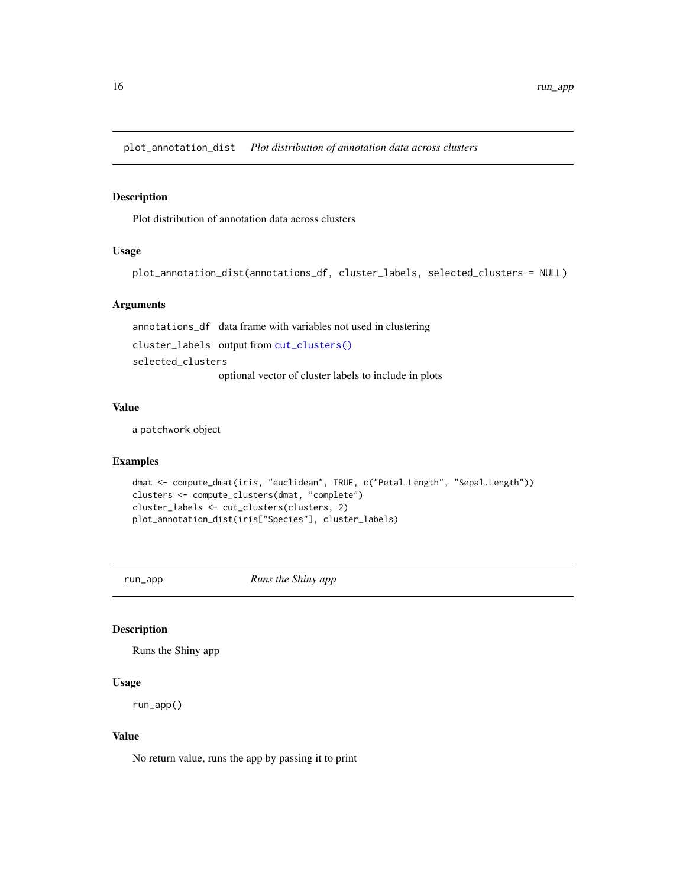## plot_annotation_dist *Plot distribution of annotation data across clusters*

### Description

Plot distribution of annotation data across clusters

### Usage

```
plot_annotation_dist(annotations_df, cluster_labels, selected_clusters = NULL)
```

### Arguments

- `annotations_df` data frame with variables not used in clustering
- `cluster_labels` output from `cut_clusters()`
- `selected_clusters` optional vector of cluster labels to include in plots

### Value

a `patchwork` object

### Examples

```
dmat <- compute_dmat(iris, "euclidean", TRUE, c("Petal.Length", "Sepal.Length"))
clusters <- compute_clusters(dmat, "complete")
cluster_labels <- cut_clusters(clusters, 2)
plot_annotation_dist(iris["Species"], cluster_labels)
```

## run_app *Runs the Shiny app*

### Description

Runs the Shiny app

### Usage

```
run_app()
```

### Value

No return value, runs the app by passing it to print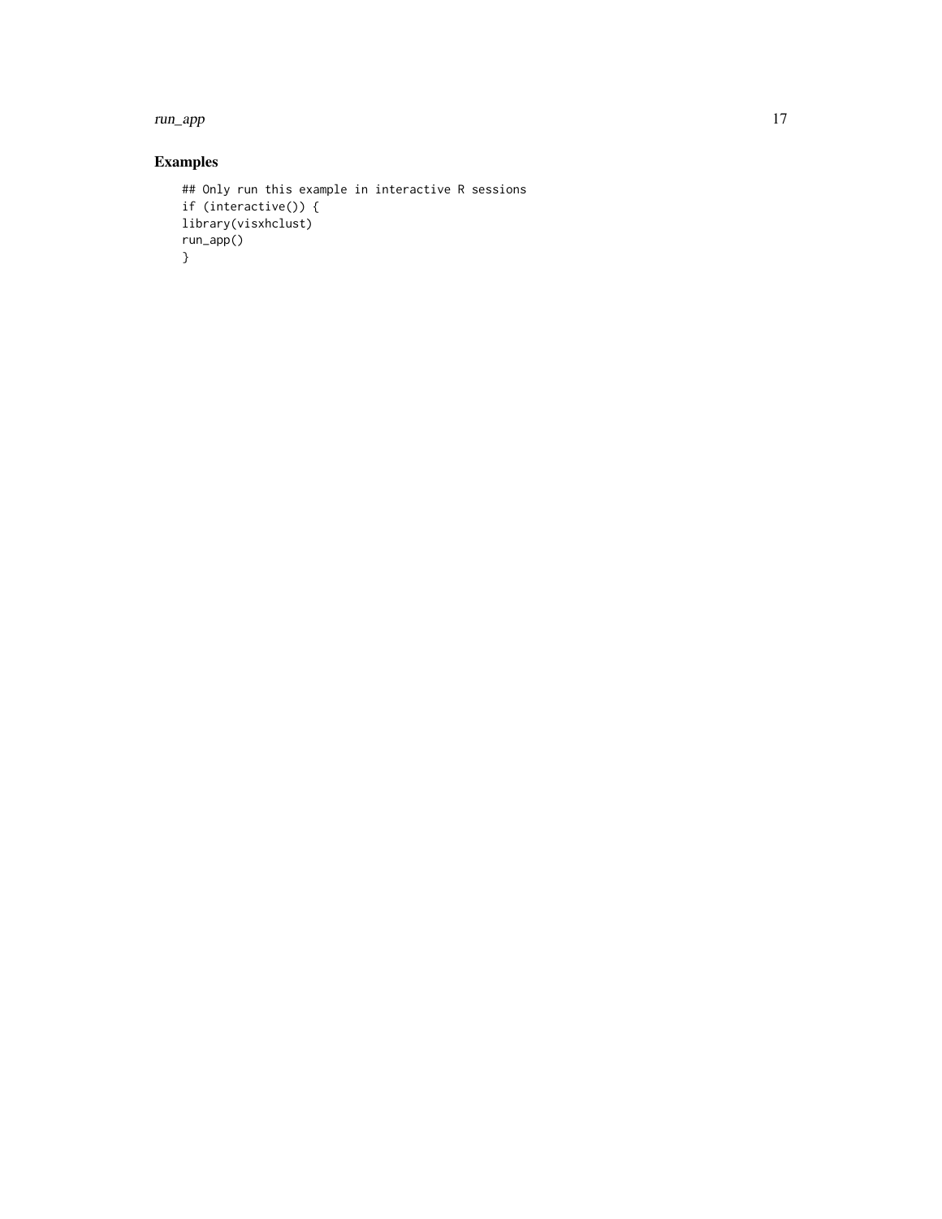## Examples

```
## Only run this example in interactive R sessions
if (interactive()) {
library(visxhclust)
run_app()
}
```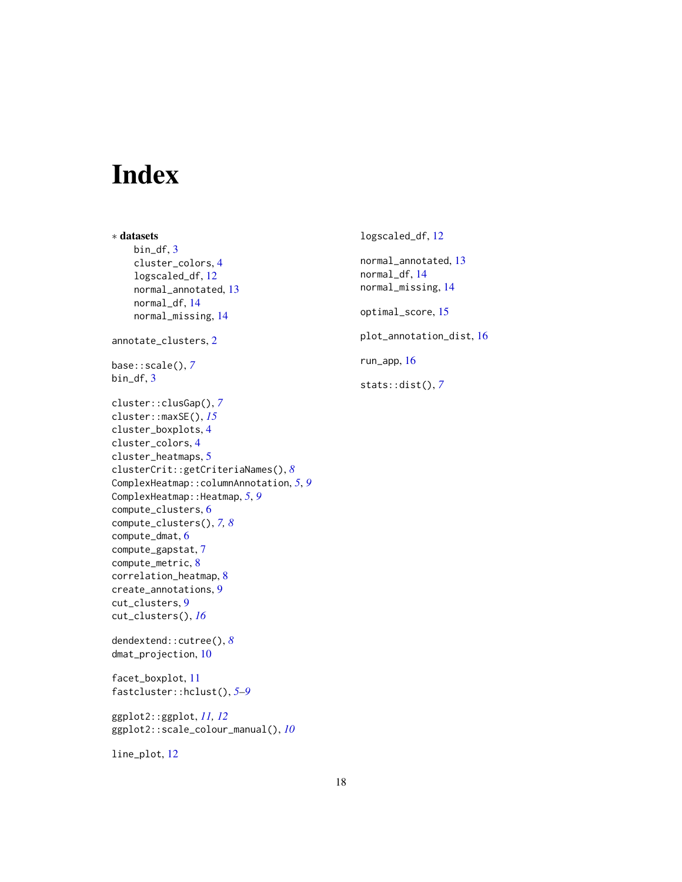# Index

∗ **datasets**

- bin_df, 3
- cluster_colors, 4
- logscaled_df, 12
- normal_annotated, 13
- normal_df, 14
- normal_missing, 14

annotate_clusters, 2

base::scale(), *7*
bin_df, 3

cluster::clusGap(), *7*
cluster::maxSE(), *15*
cluster_boxplots, 4
cluster_colors, 4
cluster_heatmaps, 5
clusterCrit::getCriteriaNames(), *8*
ComplexHeatmap::columnAnnotation, *5*, *9*
ComplexHeatmap::Heatmap, *5*, *9*
compute_clusters, 6
compute_clusters(), *7, 8*
compute_dmat, 6
compute_gapstat, 7
compute_metric, 8
correlation_heatmap, 8
create_annotations, 9
cut_clusters, 9
cut_clusters(), *16*

dendextend::cutree(), *8*
dmat_projection, 10

facet_boxplot, 11
fastcluster::hclust(), *5–9*

ggplot2::ggplot, *11, 12*
ggplot2::scale_colour_manual(), *10*

line_plot, 12

logscaled_df, 12

normal_annotated, 13
normal_df, 14
normal_missing, 14

optimal_score, 15

plot_annotation_dist, 16

run_app, 16

stats::dist(), *7*